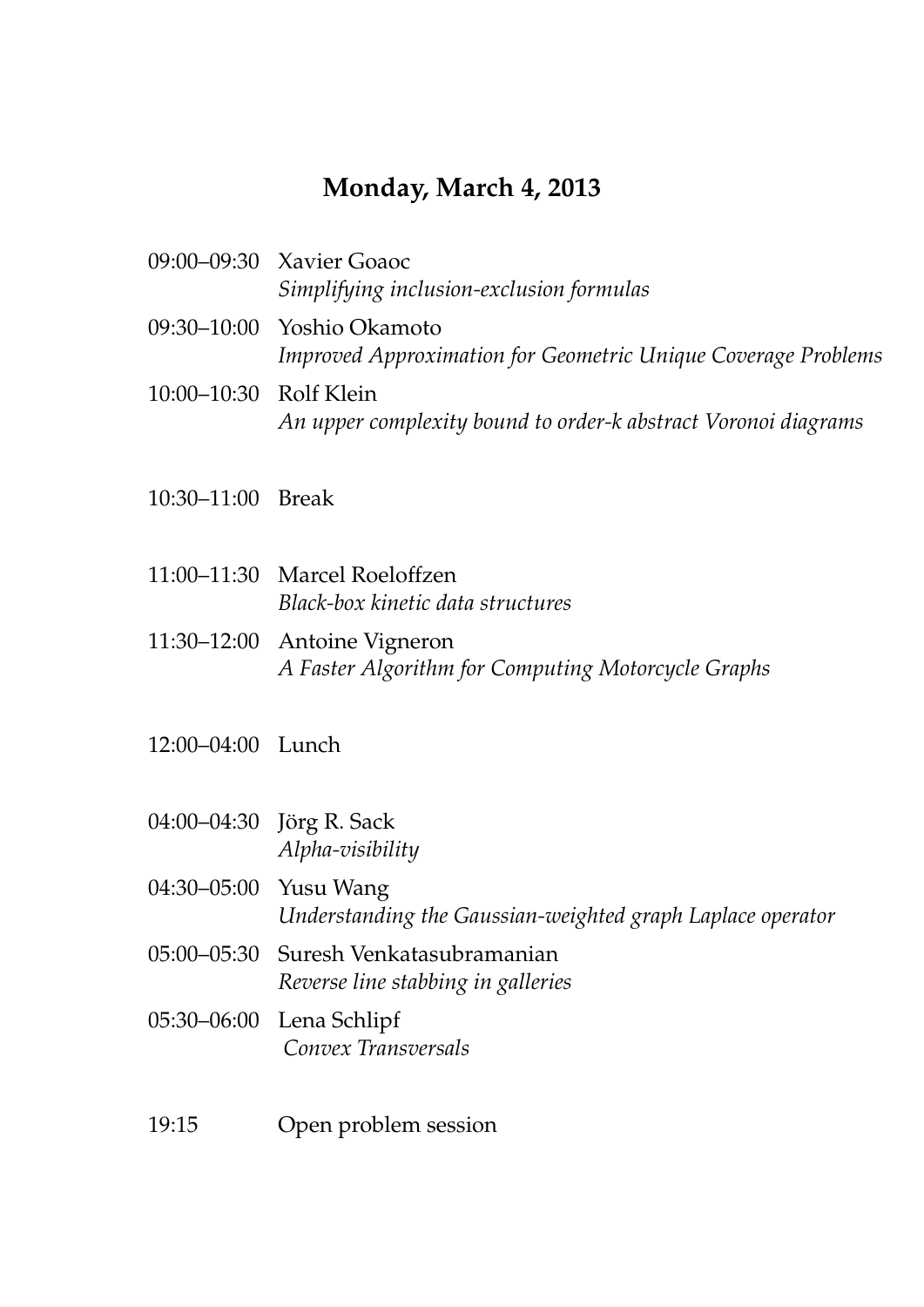## Monday, March 4, 2013

09:00–09:30 Xavier Goaoc
*Simplifying inclusion-exclusion formulas*

09:30–10:00 Yoshio Okamoto
*Improved Approximation for Geometric Unique Coverage Problems*

10:00–10:30 Rolf Klein
*An upper complexity bound to order-k abstract Voronoi diagrams*

10:30–11:00 Break

11:00–11:30 Marcel Roeloffzen
*Black-box kinetic data structures*

11:30–12:00 Antoine Vigneron
*A Faster Algorithm for Computing Motorcycle Graphs*

12:00–04:00 Lunch

04:00–04:30 Jörg R. Sack
*Alpha-visibility*

04:30–05:00 Yusu Wang
*Understanding the Gaussian-weighted graph Laplace operator*

05:00–05:30 Suresh Venkatasubramanian
*Reverse line stabbing in galleries*

05:30–06:00 Lena Schlipf
*Convex Transversals*

19:15 Open problem session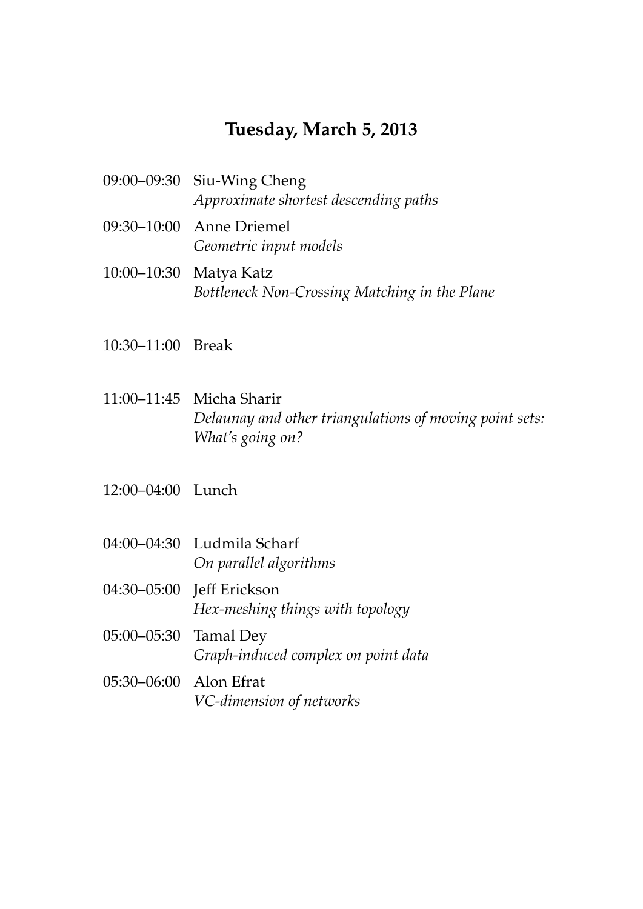## Tuesday, March 5, 2013

09:00–09:30 Siu-Wing Cheng
*Approximate shortest descending paths*

09:30–10:00 Anne Driemel
*Geometric input models*

10:00–10:30 Matya Katz
*Bottleneck Non-Crossing Matching in the Plane*

10:30–11:00 Break

11:00–11:45 Micha Sharir
*Delaunay and other triangulations of moving point sets: What's going on?*

12:00–04:00 Lunch

04:00–04:30 Ludmila Scharf
*On parallel algorithms*

04:30–05:00 Jeff Erickson
*Hex-meshing things with topology*

05:00–05:30 Tamal Dey
*Graph-induced complex on point data*

05:30–06:00 Alon Efrat
*VC-dimension of networks*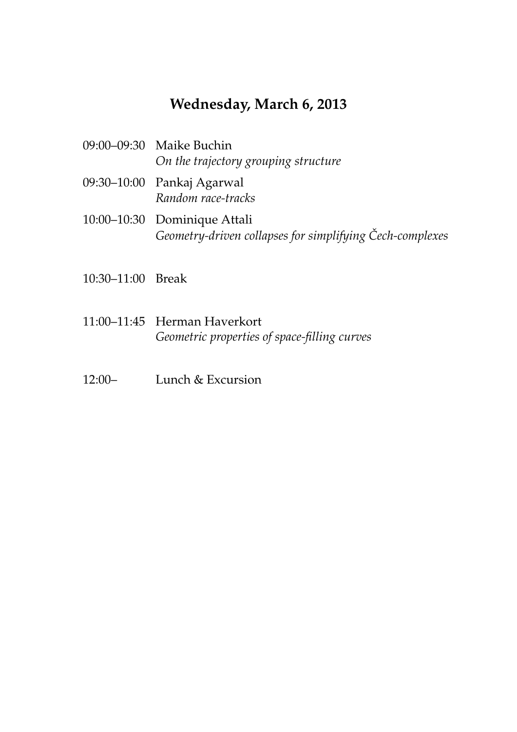## Wednesday, March 6, 2013

09:00–09:30 Maike Buchin
*On the trajectory grouping structure*

09:30–10:00 Pankaj Agarwal
*Random race-tracks*

10:00–10:30 Dominique Attali
*Geometry-driven collapses for simplifying Čech-complexes*

10:30–11:00 Break

11:00–11:45 Herman Haverkort
*Geometric properties of space-filling curves*

12:00– Lunch & Excursion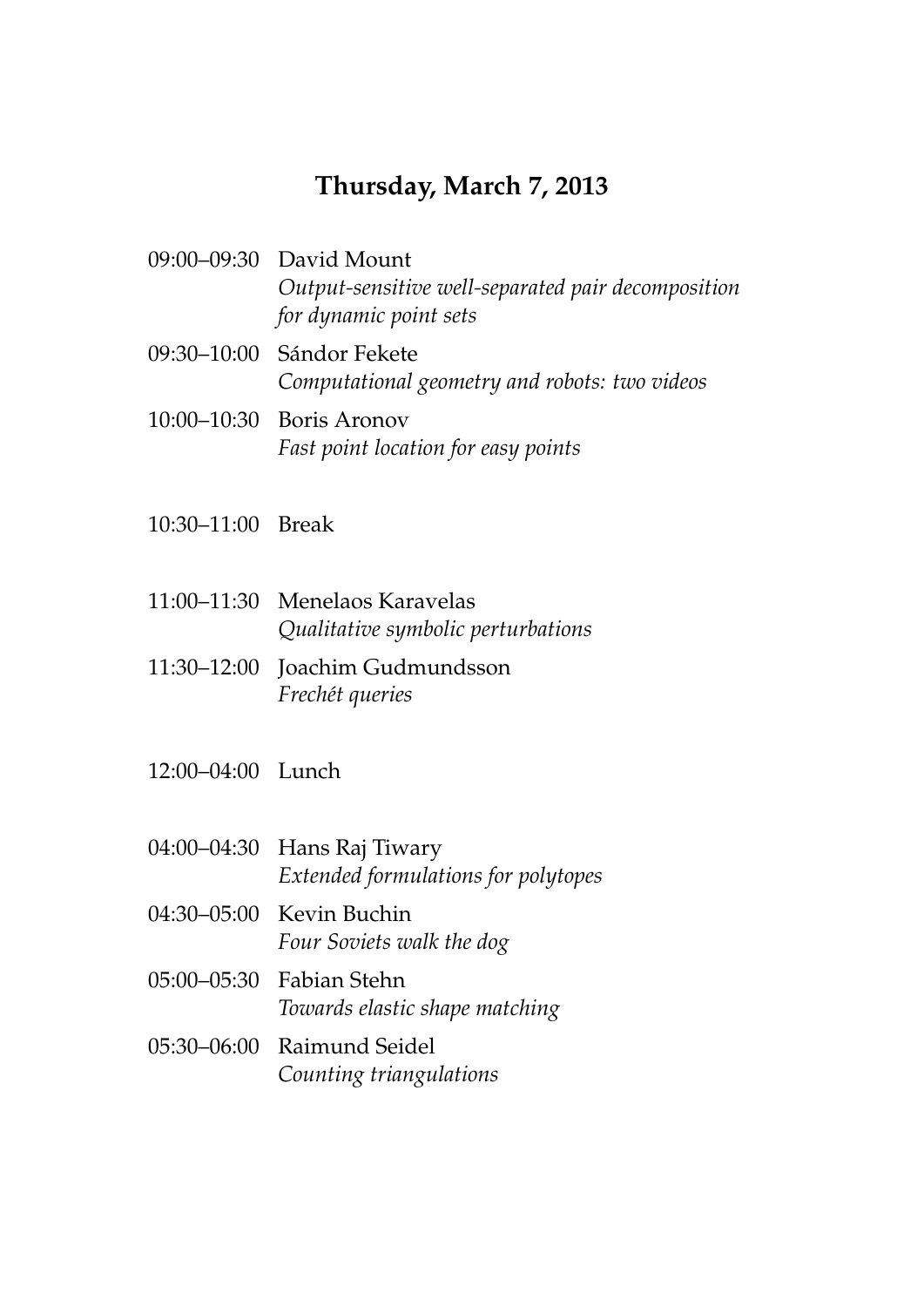## Thursday, March 7, 2013

09:00–09:30 David Mount
*Output-sensitive well-separated pair decomposition for dynamic point sets*

09:30–10:00 Sándor Fekete
*Computational geometry and robots: two videos*

10:00–10:30 Boris Aronov
*Fast point location for easy points*

10:30–11:00 Break

11:00–11:30 Menelaos Karavelas
*Qualitative symbolic perturbations*

11:30–12:00 Joachim Gudmundsson
*Frechét queries*

12:00–04:00 Lunch

04:00–04:30 Hans Raj Tiwary
*Extended formulations for polytopes*

04:30–05:00 Kevin Buchin
*Four Soviets walk the dog*

05:00–05:30 Fabian Stehn
*Towards elastic shape matching*

05:30–06:00 Raimund Seidel
*Counting triangulations*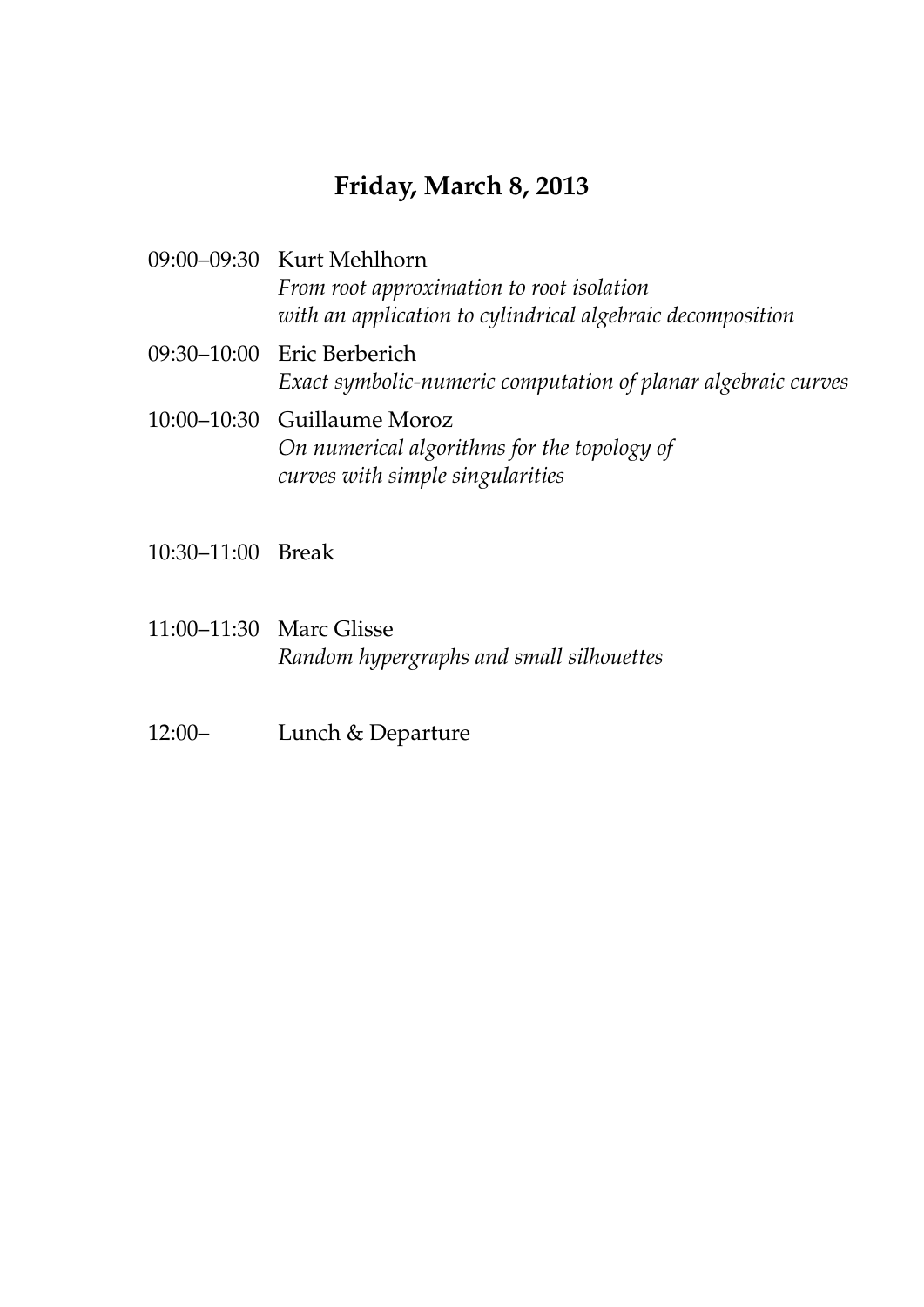## Friday, March 8, 2013

| | |
|---|---|
| 09:00–09:30 | Kurt Mehlhorn<br>*From root approximation to root isolation with an application to cylindrical algebraic decomposition* |
| 09:30–10:00 | Eric Berberich<br>*Exact symbolic-numeric computation of planar algebraic curves* |
| 10:00–10:30 | Guillaume Moroz<br>*On numerical algorithms for the topology of curves with simple singularities* |
| 10:30–11:00 | Break |
| 11:00–11:30 | Marc Glisse<br>*Random hypergraphs and small silhouettes* |
| 12:00– | Lunch & Departure |